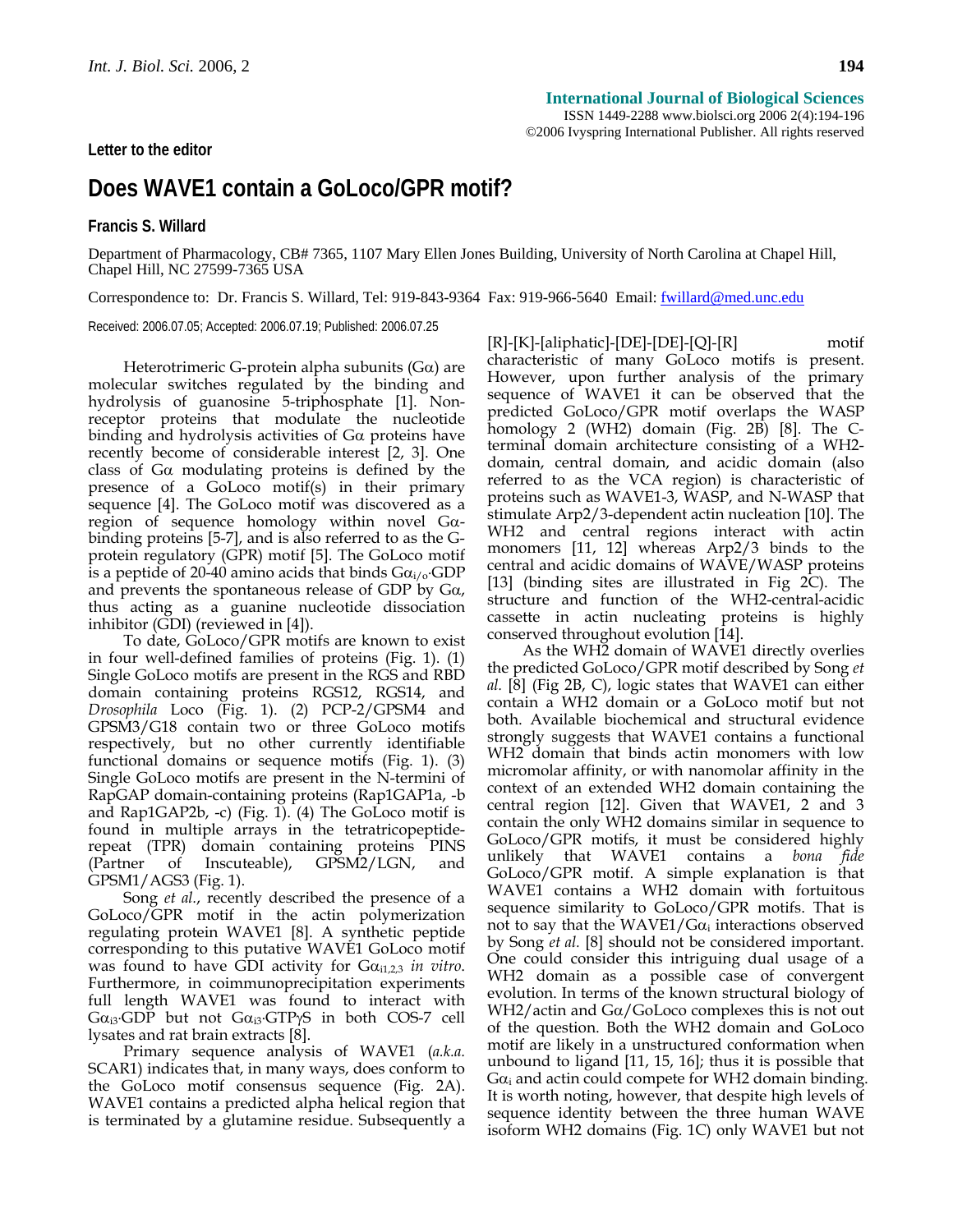Letter to the editor

# Does WAVE1 contain a GoLoco/GPR motif?

**Francis S. Willard**

Department of Pharmacology, CB# 7365, 1107 Mary Ellen Jones Building, University of North Carolina at Chapel Hill, Chapel Hill, NC 27599-7365 USA

Correspondence to: Dr. Francis S. Willard, Tel: 919-843-9364 Fax: 919-966-5640 Email: fwillard@med.unc.edu

Received: 2006.07.05; Accepted: 2006.07.19; Published: 2006.07.25

Heterotrimeric G-protein alpha subunits (Gα) are molecular switches regulated by the binding and hydrolysis of guanosine 5-triphosphate [1]. Non-receptor proteins that modulate the nucleotide binding and hydrolysis activities of Gα proteins have recently become of considerable interest [2, 3]. One class of Gα modulating proteins is defined by the presence of a GoLoco motif(s) in their primary sequence [4]. The GoLoco motif was discovered as a region of sequence homology within novel Gα-binding proteins [5-7], and is also referred to as the G-protein regulatory (GPR) motif [5]. The GoLoco motif is a peptide of 20-40 amino acids that binds $G\alpha_{i/o}$·GDP and prevents the spontaneous release of GDP by Gα, thus acting as a guanine nucleotide dissociation inhibitor (GDI) (reviewed in [4]).

To date, GoLoco/GPR motifs are known to exist in four well-defined families of proteins (Fig. 1). (1) Single GoLoco motifs are present in the RGS and RBD domain containing proteins RGS12, RGS14, and *Drosophila* Loco (Fig. 1). (2) PCP-2/GPSM4 and GPSM3/G18 contain two or three GoLoco motifs respectively, but no other currently identifiable functional domains or sequence motifs (Fig. 1). (3) Single GoLoco motifs are present in the N-termini of RapGAP domain-containing proteins (Rap1GAP1a, -b and Rap1GAP2b, -c) (Fig. 1). (4) The GoLoco motif is found in multiple arrays in the tetratricopeptide-repeat (TPR) domain containing proteins PINS (Partner of Inscuteable), GPSM2/LGN, and GPSM1/AGS3 (Fig. 1).

Song *et al.*, recently described the presence of a GoLoco/GPR motif in the actin polymerization regulating protein WAVE1 [8]. A synthetic peptide corresponding to this putative WAVE1 GoLoco motif was found to have GDI activity for $G\alpha_{i1,2,3}$ *in vitro*. Furthermore, in coimmunoprecipitation experiments full length WAVE1 was found to interact with $G\alpha_{i3}$·GDP but not $G\alpha_{i3}$·GTPγS in both COS-7 cell lysates and rat brain extracts [8].

Primary sequence analysis of WAVE1 (*a.k.a.* SCAR1) indicates that, in many ways, does conform to the GoLoco motif consensus sequence (Fig. 2A). WAVE1 contains a predicted alpha helical region that is terminated by a glutamine residue. Subsequently a [R]-[K]-[aliphatic]-[DE]-[DE]-[Q]-[R] motif characteristic of many GoLoco motifs is present. However, upon further analysis of the primary sequence of WAVE1 it can be observed that the predicted GoLoco/GPR motif overlaps the WASP homology 2 (WH2) domain (Fig. 2B) [8]. The C-terminal domain architecture consisting of a WH2-domain, central domain, and acidic domain (also referred to as the VCA region) is characteristic of proteins such as WAVE1-3, WASP, and N-WASP that stimulate Arp2/3-dependent actin nucleation [10]. The WH2 and central regions interact with actin monomers [11, 12] whereas Arp2/3 binds to the central and acidic domains of WAVE/WASP proteins [13] (binding sites are illustrated in Fig 2C). The structure and function of the WH2-central-acidic cassette in actin nucleating proteins is highly conserved throughout evolution [14].

As the WH2 domain of WAVE1 directly overlies the predicted GoLoco/GPR motif described by Song *et al.* [8] (Fig 2B, C), logic states that WAVE1 can either contain a WH2 domain or a GoLoco motif but not both. Available biochemical and structural evidence strongly suggests that WAVE1 contains a functional WH2 domain that binds actin monomers with low micromolar affinity, or with nanomolar affinity in the context of an extended WH2 domain containing the central region [12]. Given that WAVE1, 2 and 3 contain the only WH2 domains similar in sequence to GoLoco/GPR motifs, it must be considered highly unlikely that WAVE1 contains a *bona fide* GoLoco/GPR motif. A simple explanation is that WAVE1 contains a WH2 domain with fortuitous sequence similarity to GoLoco/GPR motifs. That is not to say that the WAVE1/$G\alpha_i$ interactions observed by Song *et al.* [8] should not be considered important. One could consider this intriguing dual usage of a WH2 domain as a possible case of convergent evolution. In terms of the known structural biology of WH2/actin and Gα/GoLoco complexes this is not out of the question. Both the WH2 domain and GoLoco motif are likely in a unstructured conformation when unbound to ligand [11, 15, 16]; thus it is possible that $G\alpha_i$ and actin could compete for WH2 domain binding. It is worth noting, however, that despite high levels of sequence identity between the three human WAVE isoform WH2 domains (Fig. 1C) only WAVE1 but not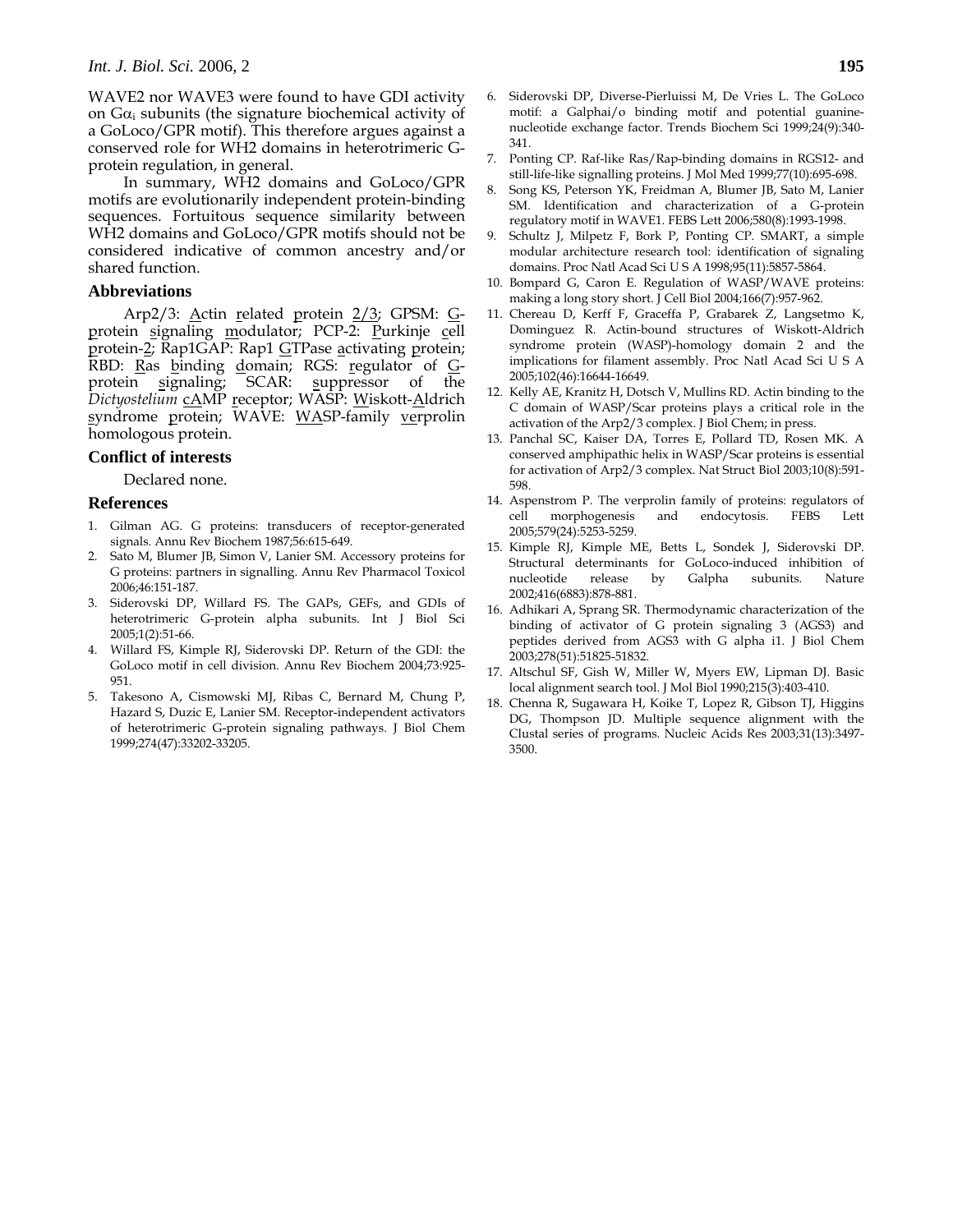WAVE2 nor WAVE3 were found to have GDI activity on $G\alpha_i$ subunits (the signature biochemical activity of a GoLoco/GPR motif). This therefore argues against a conserved role for WH2 domains in heterotrimeric G-protein regulation, in general.

In summary, WH2 domains and GoLoco/GPR motifs are evolutionarily independent protein-binding sequences. Fortuitous sequence similarity between WH2 domains and GoLoco/GPR motifs should not be considered indicative of common ancestry and/or shared function.

## Abbreviations

Arp2/3: Actin related protein 2/3; GPSM: G-protein signaling modulator; PCP-2: Purkinje cell protein-2; Rap1GAP: Rap1 GTPase activating protein; RBD: Ras binding domain; RGS: regulator of G-protein signaling; SCAR: suppressor of the *Dictyostelium* cAMP receptor; WASP: Wiskott-Aldrich syndrome protein; WAVE: WASP-family verprolin homologous protein.

## Conflict of interests

Declared none.

## References

1. Gilman AG. G proteins: transducers of receptor-generated signals. Annu Rev Biochem 1987;56:615-649.
2. Sato M, Blumer JB, Simon V, Lanier SM. Accessory proteins for G proteins: partners in signalling. Annu Rev Pharmacol Toxicol 2006;46:151-187.
3. Siderovski DP, Willard FS. The GAPs, GEFs, and GDIs of heterotrimeric G-protein alpha subunits. Int J Biol Sci 2005;1(2):51-66.
4. Willard FS, Kimple RJ, Siderovski DP. Return of the GDI: the GoLoco motif in cell division. Annu Rev Biochem 2004;73:925-951.
5. Takesono A, Cismowski MJ, Ribas C, Bernard M, Chung P, Hazard S, Duzic E, Lanier SM. Receptor-independent activators of heterotrimeric G-protein signaling pathways. J Biol Chem 1999;274(47):33202-33205.
6. Siderovski DP, Diverse-Pierluissi M, De Vries L. The GoLoco motif: a Galphai/o binding motif and potential guanine-nucleotide exchange factor. Trends Biochem Sci 1999;24(9):340-341.
7. Ponting CP. Raf-like Ras/Rap-binding domains in RGS12- and still-life-like signalling proteins. J Mol Med 1999;77(10):695-698.
8. Song KS, Peterson YK, Freidman A, Blumer JB, Sato M, Lanier SM. Identification and characterization of a G-protein regulatory motif in WAVE1. FEBS Lett 2006;580(8):1993-1998.
9. Schultz J, Milpetz F, Bork P, Ponting CP. SMART, a simple modular architecture research tool: identification of signaling domains. Proc Natl Acad Sci U S A 1998;95(11):5857-5864.
10. Bompard G, Caron E. Regulation of WASP/WAVE proteins: making a long story short. J Cell Biol 2004;166(7):957-962.
11. Chereau D, Kerff F, Graceffa P, Grabarek Z, Langsetmo K, Dominguez R. Actin-bound structures of Wiskott-Aldrich syndrome protein (WASP)-homology domain 2 and the implications for filament assembly. Proc Natl Acad Sci U S A 2005;102(46):16644-16649.
12. Kelly AE, Kranitz H, Dotsch V, Mullins RD. Actin binding to the C domain of WASP/Scar proteins plays a critical role in the activation of the Arp2/3 complex. J Biol Chem; in press.
13. Panchal SC, Kaiser DA, Torres E, Pollard TD, Rosen MK. A conserved amphipathic helix in WASP/Scar proteins is essential for activation of Arp2/3 complex. Nat Struct Biol 2003;10(8):591-598.
14. Aspenstrom P. The verprolin family of proteins: regulators of cell morphogenesis and endocytosis. FEBS Lett 2005;579(24):5253-5259.
15. Kimple RJ, Kimple ME, Betts L, Sondek J, Siderovski DP. Structural determinants for GoLoco-induced inhibition of nucleotide release by Galpha subunits. Nature 2002;416(6883):878-881.
16. Adhikari A, Sprang SR. Thermodynamic characterization of the binding of activator of G protein signaling 3 (AGS3) and peptides derived from AGS3 with G alpha i1. J Biol Chem 2003;278(51):51825-51832.
17. Altschul SF, Gish W, Miller W, Myers EW, Lipman DJ. Basic local alignment search tool. J Mol Biol 1990;215(3):403-410.
18. Chenna R, Sugawara H, Koike T, Lopez R, Gibson TJ, Higgins DG, Thompson JD. Multiple sequence alignment with the Clustal series of programs. Nucleic Acids Res 2003;31(13):3497-3500.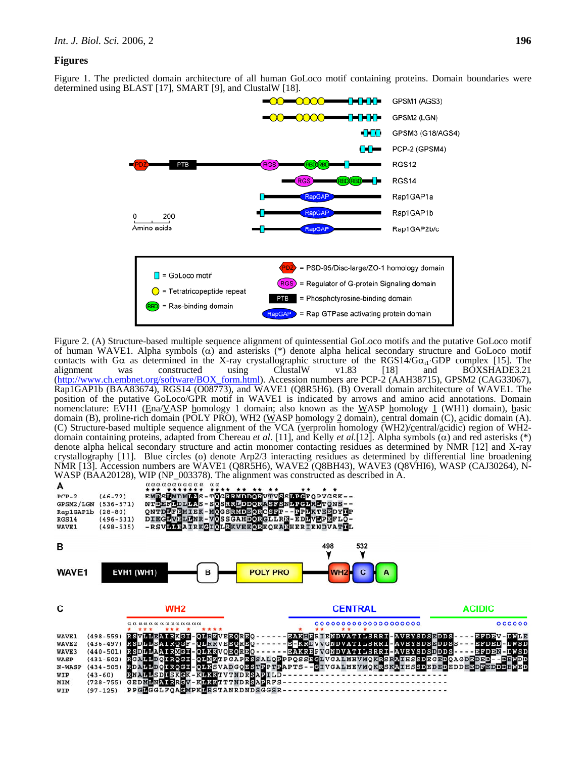## Figures

Figure 1. The predicted domain architecture of all human GoLoco motif containing proteins. Domain boundaries were determined using BLAST [17], SMART [9], and ClustalW [18].

GPSM1 (AGS3)

GPSM2 (LGN)

GPSM3 (G18/AGS4)

PCP-2 (GPSM4)

RGS12

RGS14

Rap1GAP1a

Rap1GAP1b

Rap1GAP2b/c

0 200

Amino acids

= GoLoco motif

= Tetratricopeptide repeat

= Ras-binding domain

= PSD-95/Disc-large/ZO-1 homology domain

= Regulator of G-protein Signaling domain

= Phosphotyrosine-binding domain

= Rap GTPase activating protein domain

Figure 2. (A) Structure-based multiple sequence alignment of quintessential GoLoco motifs and the putative GoLoco motif of human WAVE1. Alpha symbols (α) and asterisks (*) denote alpha helical secondary structure and GoLoco motif contacts with Gα as determined in the X-ray crystallographic structure of the RGS14/$G\alpha_{i1}$·GDP complex [15]. The alignment was constructed using ClustalW v1.83 [18] and BOXSHADE3.21 (http://www.ch.embnet.org/software/BOX_form.html). Accession numbers are PCP-2 (AAH38715), GPSM2 (CAG33067), Rap1GAP1b (BAA83674), RGS14 (O08773), and WAVE1 (Q8R5H6). (B) Overall domain architecture of WAVE1. The position of the putative GoLoco/GPR motif in WAVE1 is indicated by arrows and amino acid annotations. Domain nomenclature: EVH1 (Ena/VASP homology 1 domain; also known as the WASP homology 1 (WH1) domain), basic domain (B), proline-rich domain (POLY PRO), WH2 (WASP homology 2 domain), central domain (C), acidic domain (A). (C) Structure-based multiple sequence alignment of the VCA (verprolin homology (WH2)/central/acidic) region of WH2-domain containing proteins, adapted from Chereau *et al.* [11], and Kelly *et al.*[12]. Alpha symbols (α) and red asterisks (*) denote alpha helical secondary structure and actin monomer contacting residues as determined by NMR [12] and X-ray crystallography [11]. Blue circles (o) denote Arp2/3 interacting residues as determined by differential line broadening NMR [13]. Accession numbers are WAVE1 (Q8R5H6), WAVE2 (Q8BH43), WAVE3 (Q8VHI6), WASP (CAJ30264), N-WASP (BAA20128), WIP (NP_003378). The alignment was constructed as described in A.

A

```
                  αααααααααααα  αα
                  ***  *******  ****  **  **  **      **   *  *
PCP-2      (46-72)    EMDSLMDMLAS-TQGRRMDDQRVTVSSLPGFQPVGSK--
GPSM2/LGN  (536-571)  NTDEFLDLLAS-SQSRRLDDQRASFSNLPGLRLTQNS--
Rap1GAP1b  (28-80)    QNTDDFEMIEK-MQGSRMDEQRCSFP--PPLKTEEDYIP
RGS14      (496-531)  DIEGLVELLNR-VQSSGAHDQRGLLRK-EDLVLPEFLQ-
WAVE1      (498-535)  -RSVLLEAIRKGIQLRKVEEQREQEAKHERIENDVATIL
```

B

WAVE1 EVH1 (WH1) B POLY PRO WH2 C A

498 532

C

WH2 CENTRAL ACIDIC

```
                  αααααα ααααααααα
                  *  ***    ***  *   ****                    *   **    **   *
                                                             ooooooooooooooooooooo          oooooo
WAVE1    (498-559)  RSVLLEAIRKGI-QLRKVEEQREQ------EAKHERIENDVATILSRRI-AVEYSDSEDDS----EFDEV-DWLE
WAVE2    (436-497)  RSDLLSAIRQGF-QLRRVEEQREQ------E-KRDVVGNDVATILSRRI-AVEYSDSEDDS----EFDED-DWSD
WAVE3    (440-501)  RSDLLAAIRMGI-QLKKVQEQREQ------EAKREPVGNDVATILSRRI-AVEYSDSDDDS----EFDEN-DWSD
WASP     (431-502)  RGALLDQIRQGI-QLNKTPGAPESSALQPPPQSSEGLVGALMHVMQKRSRAIHSSDEGEDQAGDEDED--DEWDD
N-WASP   (434-505)  RDALLDQIRQGI-QLKSVADGQESTPTPAPTS--GIVGALMEVMQKRSKAIHSSDEDEDEDDEEDFEDDDEWED
WIP      (43-60)    RNALLSDISKGK-KLKKTVTNDRSAPILD--------------------------------
MIM      (728-755)  GEDMLNAIRRGV-KLKKTTTNDRSAPRFS--------------------------------
WIP      (97-125)   PPGLGGLFQAGMPKLRSTANRDNDSGGSR--------------------------------
```